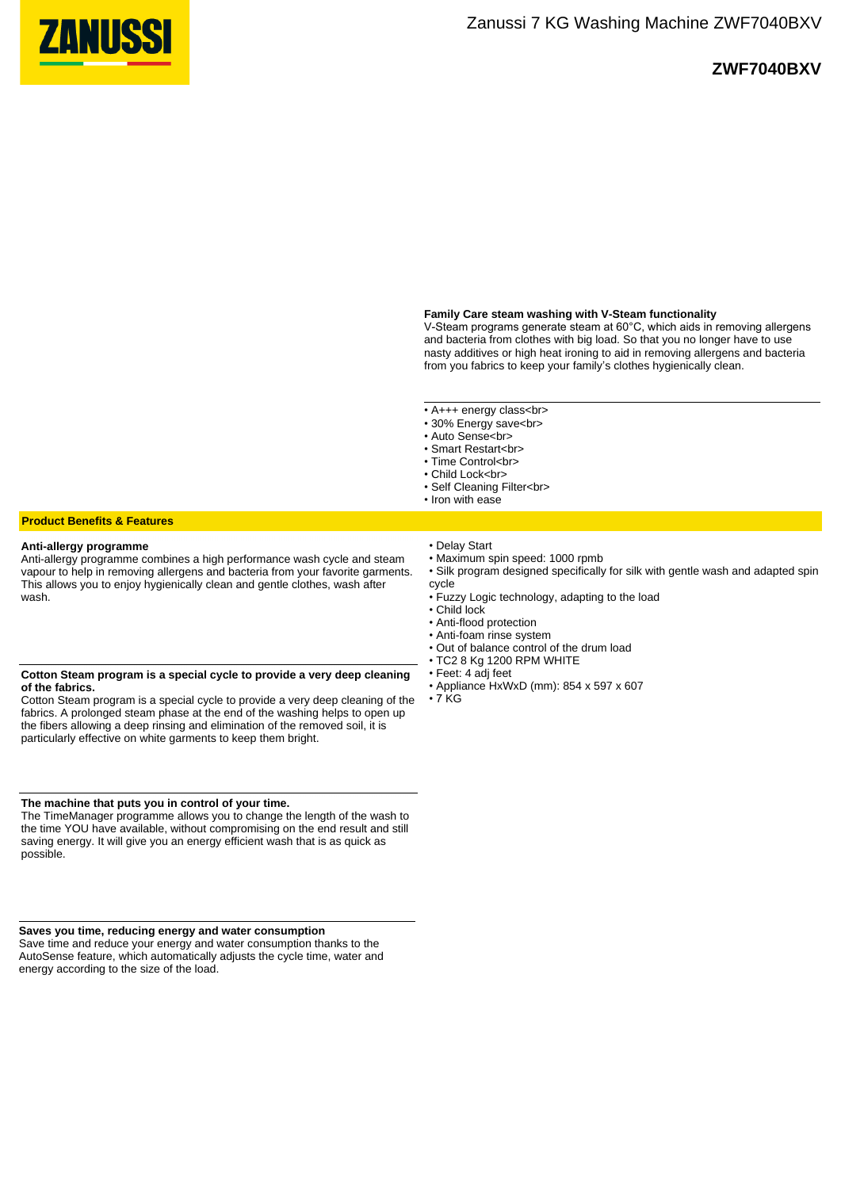# Zanussi 7 KG Washing Machine ZWF7040BXV

## ZWF7040BXV

**Family Care steam washing with V-Steam functionality**
V-Steam programs generate steam at 60°C, which aids in removing allergens and bacteria from clothes with big load. So that you no longer have to use nasty additives or high heat ironing to aid in removing allergens and bacteria from you fabrics to keep your family's clothes hygienically clean.

- A+++ energy class<br>
- 30% Energy save<br>
- Auto Sense<br>
- Smart Restart<br>
- Time Control<br>
- Child Lock<br>
- Self Cleaning Filter<br>
- Iron with ease

## Product Benefits & Features

**Anti-allergy programme**
Anti-allergy programme combines a high performance wash cycle and steam vapour to help in removing allergens and bacteria from your favorite garments. This allows you to enjoy hygienically clean and gentle clothes, wash after wash.

**Cotton Steam program is a special cycle to provide a very deep cleaning of the fabrics.**
Cotton Steam program is a special cycle to provide a very deep cleaning of the fabrics. A prolonged steam phase at the end of the washing helps to open up the fibers allowing a deep rinsing and elimination of the removed soil, it is particularly effective on white garments to keep them bright.

**The machine that puts you in control of your time.**
The TimeManager programme allows you to change the length of the wash to the time YOU have available, without compromising on the end result and still saving energy. It will give you an energy efficient wash that is as quick as possible.

**Saves you time, reducing energy and water consumption**
Save time and reduce your energy and water consumption thanks to the AutoSense feature, which automatically adjusts the cycle time, water and energy according to the size of the load.

- Delay Start
- Maximum spin speed: 1000 rpmb
- Silk program designed specifically for silk with gentle wash and adapted spin cycle
- Fuzzy Logic technology, adapting to the load
- Child lock
- Anti-flood protection
- Anti-foam rinse system
- Out of balance control of the drum load
- TC2 8 Kg 1200 RPM WHITE
- Feet: 4 adj feet
- Appliance HxWxD (mm): 854 x 597 x 607
- 7 KG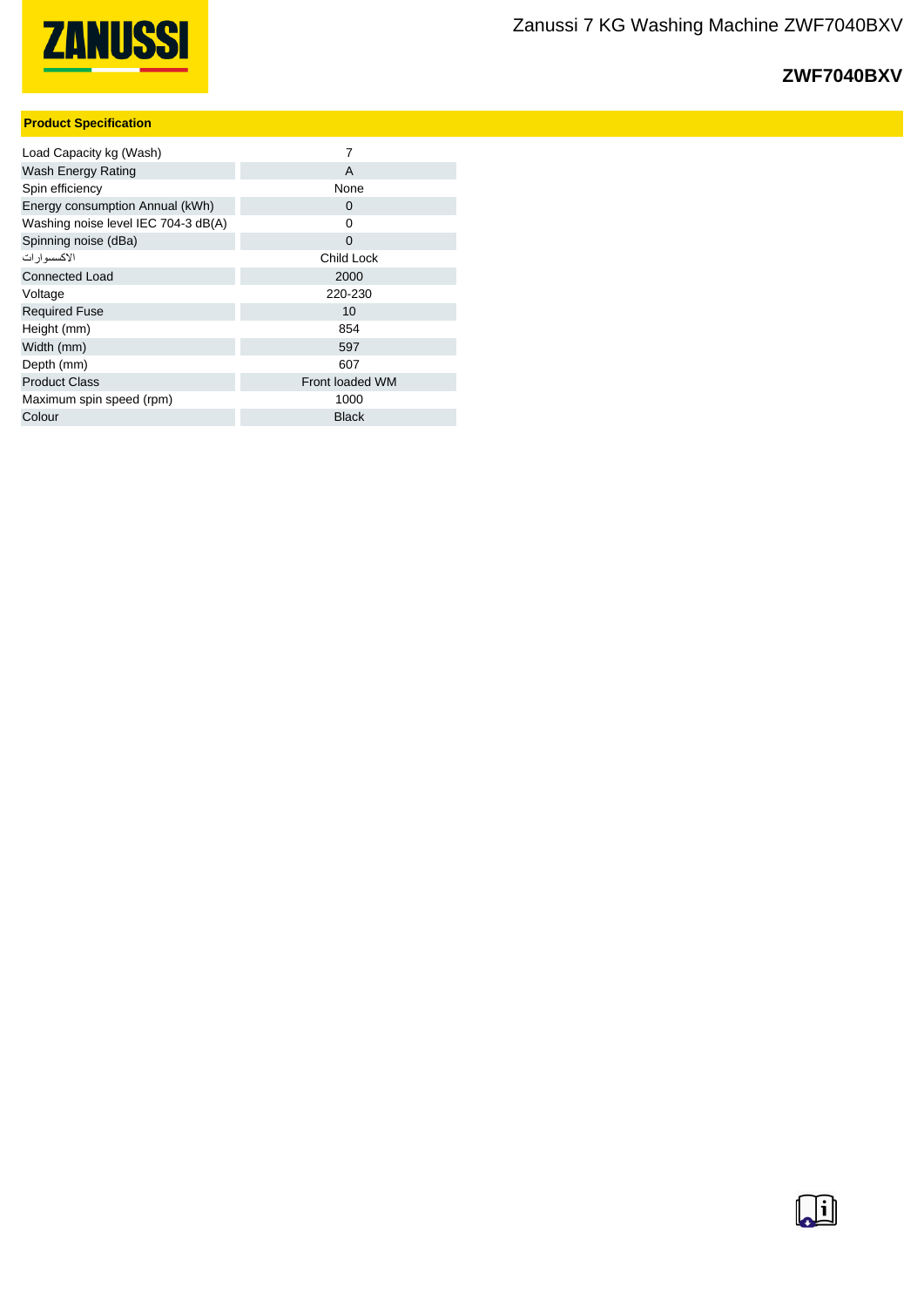Zanussi 7 KG Washing Machine ZWF7040BXV

**ZWF7040BXV**

## Product Specification

| | |
|---|---|
| Load Capacity kg (Wash) | 7 |
| Wash Energy Rating | A |
| Spin efficiency | None |
| Energy consumption Annual (kWh) | 0 |
| Washing noise level IEC 704-3 dB(A) | 0 |
| Spinning noise (dBa) | 0 |
| الاكسسوارات | Child Lock |
| Connected Load | 2000 |
| Voltage | 220-230 |
| Required Fuse | 10 |
| Height (mm) | 854 |
| Width (mm) | 597 |
| Depth (mm) | 607 |
| Product Class | Front loaded WM |
| Maximum spin speed (rpm) | 1000 |
| Colour | Black |